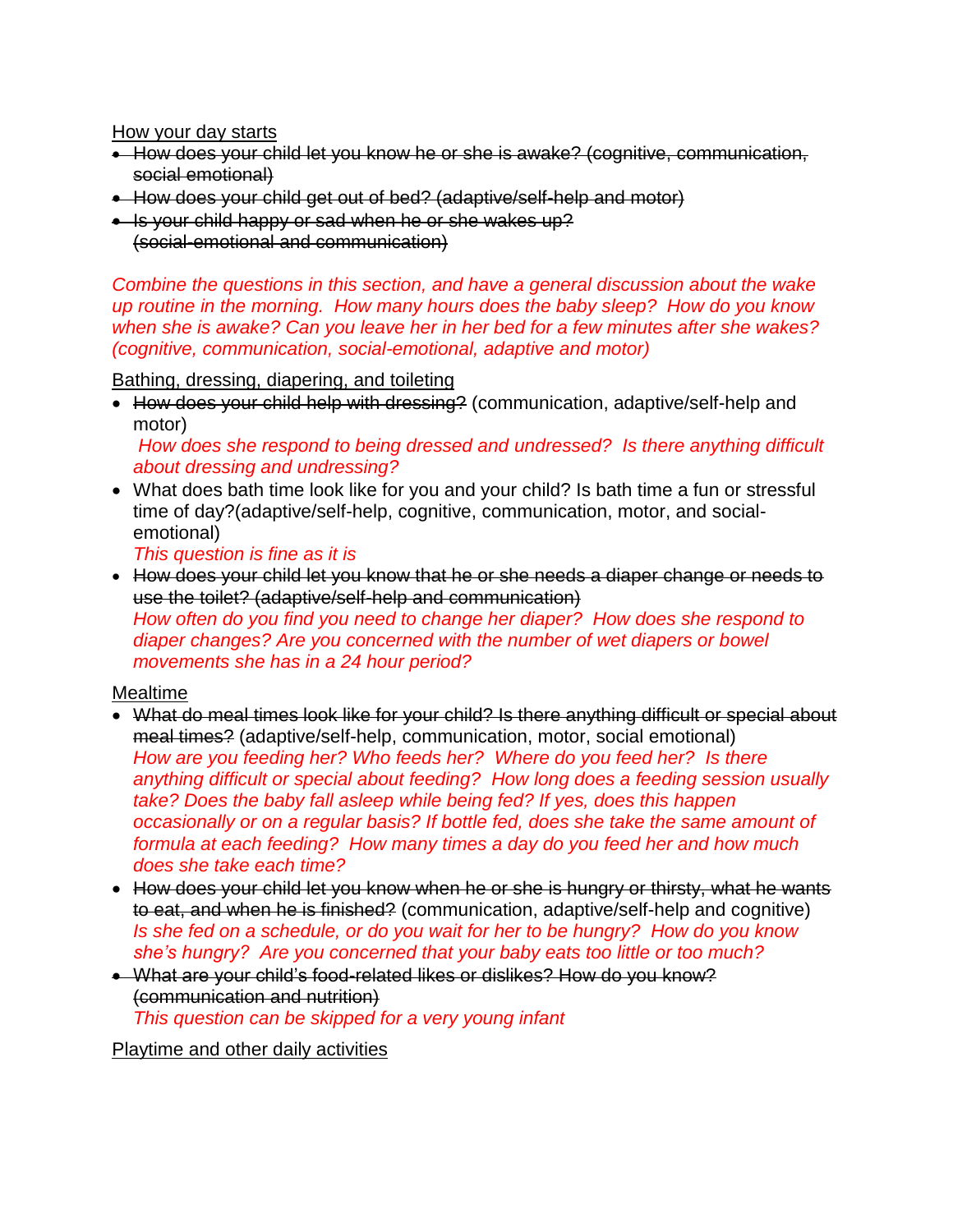<u>How your day starts</u>

- ~~How does your child let you know he or she is awake? (cognitive, communication, social emotional)~~
- ~~How does your child get out of bed? (adaptive/self-help and motor)~~
- ~~Is your child happy or sad when he or she wakes up? (social-emotional and communication)~~

*Combine the questions in this section, and have a general discussion about the wake up routine in the morning. How many hours does the baby sleep? How do you know when she is awake? Can you leave her in her bed for a few minutes after she wakes? (cognitive, communication, social-emotional, adaptive and motor)*

<u>Bathing, dressing, diapering, and toileting</u>

- ~~How does your child help with dressing?~~ (communication, adaptive/self-help and motor)
  *How does she respond to being dressed and undressed? Is there anything difficult about dressing and undressing?*
- What does bath time look like for you and your child? Is bath time a fun or stressful time of day?(adaptive/self-help, cognitive, communication, motor, and social-emotional)
  *This question is fine as it is*
- ~~How does your child let you know that he or she needs a diaper change or needs to use the toilet? (adaptive/self-help and communication)~~
  *How often do you find you need to change her diaper? How does she respond to diaper changes? Are you concerned with the number of wet diapers or bowel movements she has in a 24 hour period?*

<u>Mealtime</u>

- ~~What do meal times look like for your child? Is there anything difficult or special about meal times?~~ (adaptive/self-help, communication, motor, social emotional)
  *How are you feeding her? Who feeds her? Where do you feed her? Is there anything difficult or special about feeding? How long does a feeding session usually take? Does the baby fall asleep while being fed? If yes, does this happen occasionally or on a regular basis? If bottle fed, does she take the same amount of formula at each feeding? How many times a day do you feed her and how much does she take each time?*
- ~~How does your child let you know when he or she is hungry or thirsty, what he wants to eat, and when he is finished?~~ (communication, adaptive/self-help and cognitive)
  *Is she fed on a schedule, or do you wait for her to be hungry? How do you know she's hungry? Are you concerned that your baby eats too little or too much?*
- ~~What are your child's food-related likes or dislikes? How do you know? (communication and nutrition)~~
  *This question can be skipped for a very young infant*

<u>Playtime and other daily activities</u>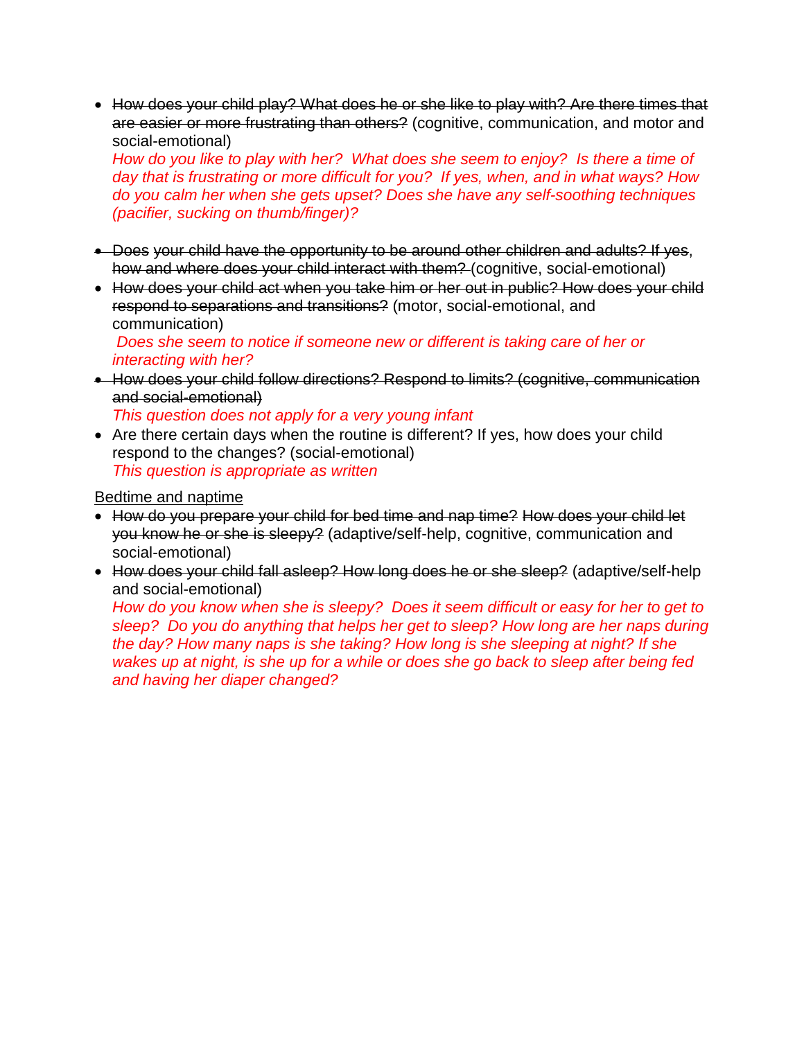- ~~How does your child play? What does he or she like to play with? Are there times that are easier or more frustrating than others?~~ (cognitive, communication, and motor and social-emotional)
  *How do you like to play with her? What does she seem to enjoy? Is there a time of day that is frustrating or more difficult for you? If yes, when, and in what ways? How do you calm her when she gets upset? Does she have any self-soothing techniques (pacifier, sucking on thumb/finger)?*

- ~~Does your child have the opportunity to be around other children and adults? If yes, how and where does your child interact with them?~~ (cognitive, social-emotional)
- ~~How does your child act when you take him or her out in public? How does your child respond to separations and transitions?~~ (motor, social-emotional, and communication)
  *Does she seem to notice if someone new or different is taking care of her or interacting with her?*
- ~~How does your child follow directions? Respond to limits? (cognitive, communication and social-emotional)~~
  *This question does not apply for a very young infant*
- Are there certain days when the routine is different? If yes, how does your child respond to the changes? (social-emotional)
  *This question is appropriate as written*

<u>Bedtime and naptime</u>

- ~~How do you prepare your child for bed time and nap time? How does your child let you know he or she is sleepy?~~ (adaptive/self-help, cognitive, communication and social-emotional)
- ~~How does your child fall asleep? How long does he or she sleep?~~ (adaptive/self-help and social-emotional)
  *How do you know when she is sleepy? Does it seem difficult or easy for her to get to sleep? Do you do anything that helps her get to sleep? How long are her naps during the day? How many naps is she taking? How long is she sleeping at night? If she wakes up at night, is she up for a while or does she go back to sleep after being fed and having her diaper changed?*